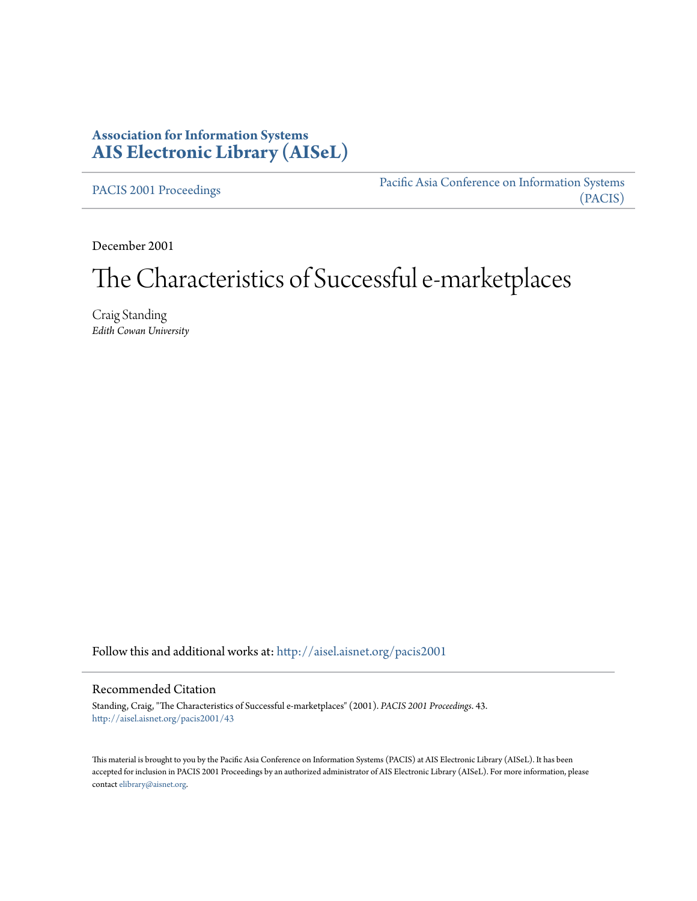**Association for Information Systems**
**AIS Electronic Library (AISeL)**

PACIS 2001 Proceedings

Pacific Asia Conference on Information Systems (PACIS)

December 2001

# The Characteristics of Successful e-marketplaces

Craig Standing
*Edith Cowan University*

Follow this and additional works at: http://aisel.aisnet.org/pacis2001

## Recommended Citation

Standing, Craig, "The Characteristics of Successful e-marketplaces" (2001). *PACIS 2001 Proceedings*. 43.
http://aisel.aisnet.org/pacis2001/43

This material is brought to you by the Pacific Asia Conference on Information Systems (PACIS) at AIS Electronic Library (AISeL). It has been accepted for inclusion in PACIS 2001 Proceedings by an authorized administrator of AIS Electronic Library (AISeL). For more information, please contact elibrary@aisnet.org.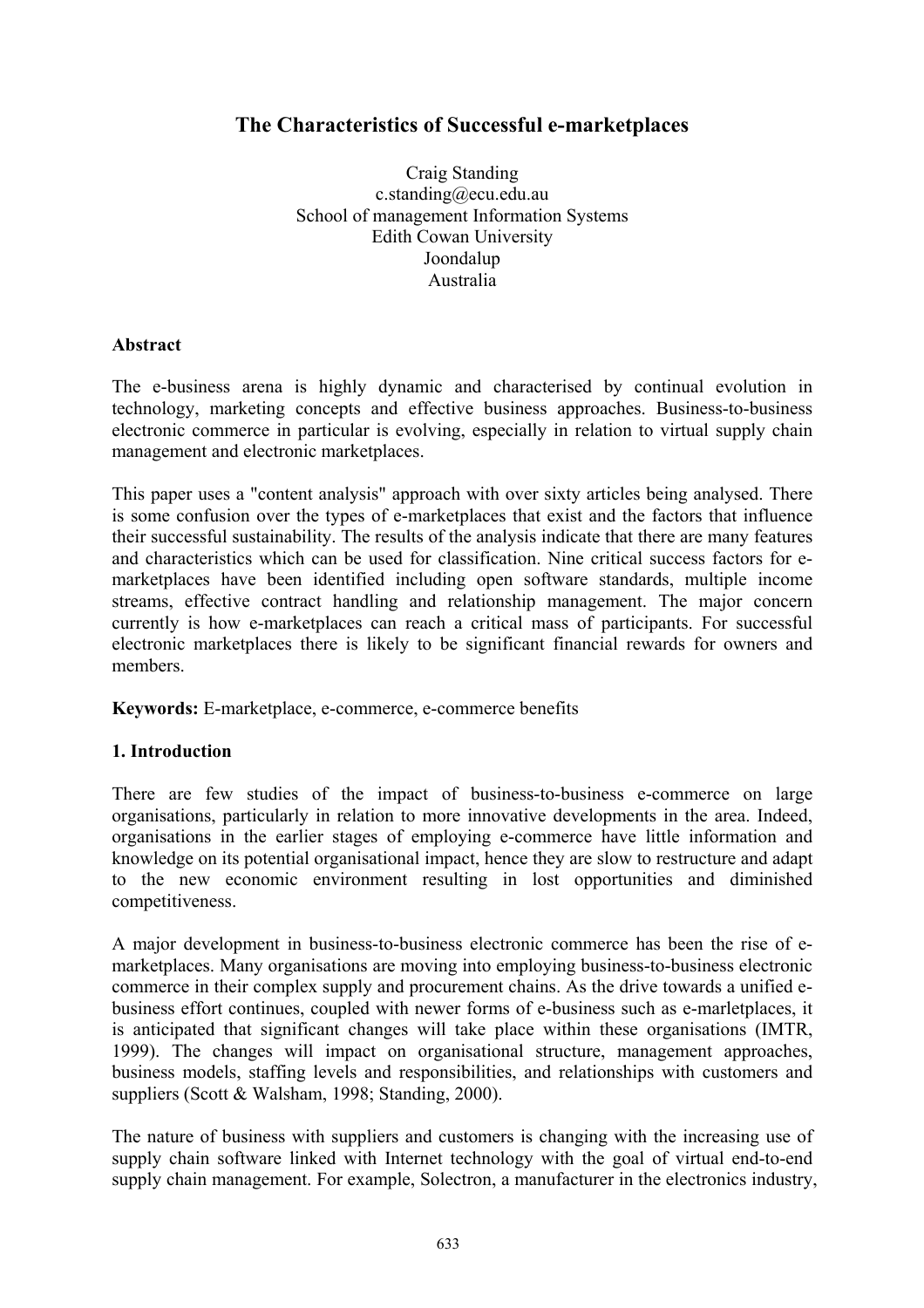# The Characteristics of Successful e-marketplaces

Craig Standing
c.standing@ecu.edu.au
School of management Information Systems
Edith Cowan University
Joondalup
Australia

**Abstract**

The e-business arena is highly dynamic and characterised by continual evolution in technology, marketing concepts and effective business approaches. Business-to-business electronic commerce in particular is evolving, especially in relation to virtual supply chain management and electronic marketplaces.

This paper uses a "content analysis" approach with over sixty articles being analysed. There is some confusion over the types of e-marketplaces that exist and the factors that influence their successful sustainability. The results of the analysis indicate that there are many features and characteristics which can be used for classification. Nine critical success factors for e-marketplaces have been identified including open software standards, multiple income streams, effective contract handling and relationship management. The major concern currently is how e-marketplaces can reach a critical mass of participants. For successful electronic marketplaces there is likely to be significant financial rewards for owners and members.

**Keywords:** E-marketplace, e-commerce, e-commerce benefits

## 1. Introduction

There are few studies of the impact of business-to-business e-commerce on large organisations, particularly in relation to more innovative developments in the area. Indeed, organisations in the earlier stages of employing e-commerce have little information and knowledge on its potential organisational impact, hence they are slow to restructure and adapt to the new economic environment resulting in lost opportunities and diminished competitiveness.

A major development in business-to-business electronic commerce has been the rise of e-marketplaces. Many organisations are moving into employing business-to-business electronic commerce in their complex supply and procurement chains. As the drive towards a unified e-business effort continues, coupled with newer forms of e-business such as e-marletplaces, it is anticipated that significant changes will take place within these organisations (IMTR, 1999). The changes will impact on organisational structure, management approaches, business models, staffing levels and responsibilities, and relationships with customers and suppliers (Scott & Walsham, 1998; Standing, 2000).

The nature of business with suppliers and customers is changing with the increasing use of supply chain software linked with Internet technology with the goal of virtual end-to-end supply chain management. For example, Solectron, a manufacturer in the electronics industry,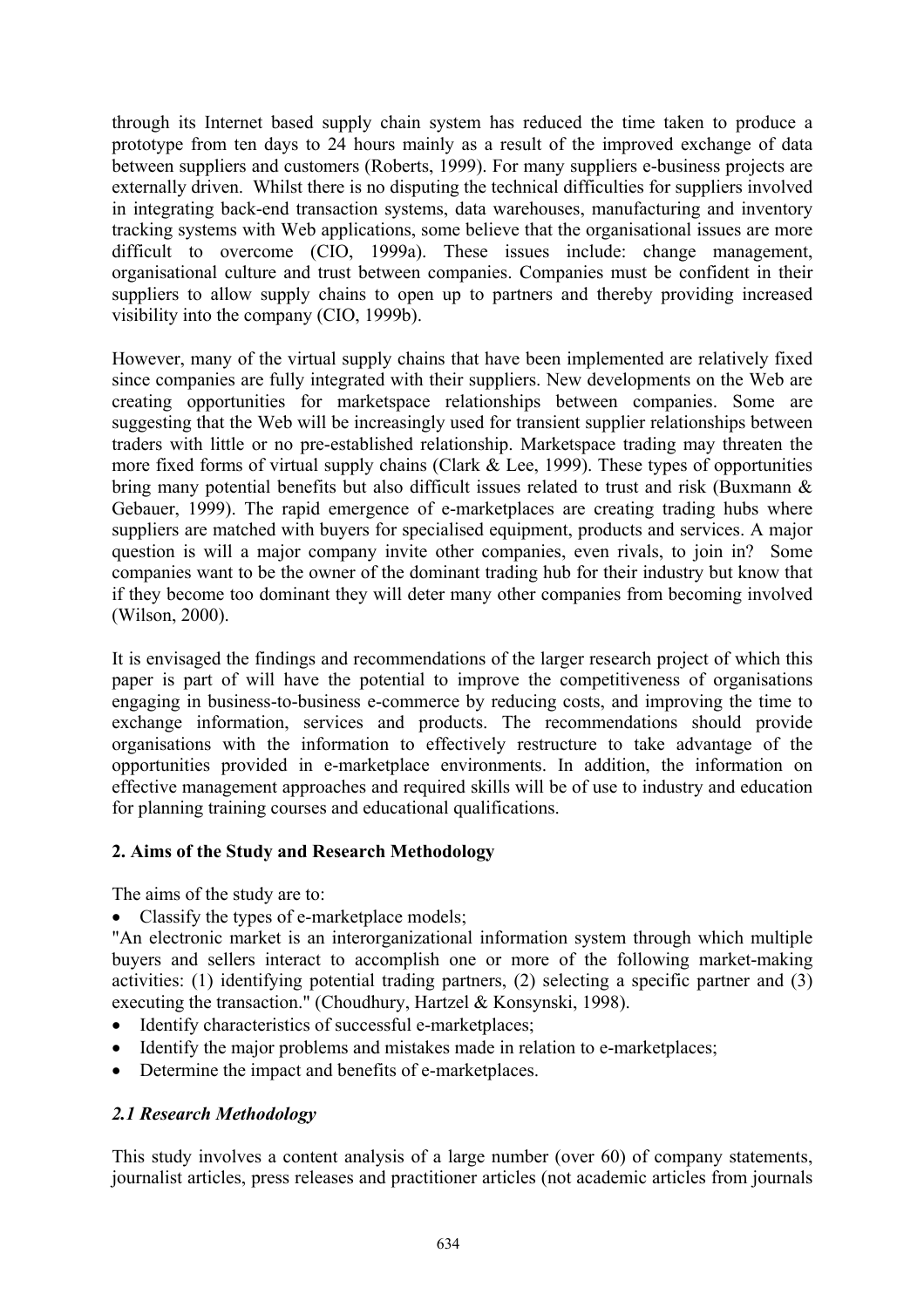through its Internet based supply chain system has reduced the time taken to produce a prototype from ten days to 24 hours mainly as a result of the improved exchange of data between suppliers and customers (Roberts, 1999). For many suppliers e-business projects are externally driven. Whilst there is no disputing the technical difficulties for suppliers involved in integrating back-end transaction systems, data warehouses, manufacturing and inventory tracking systems with Web applications, some believe that the organisational issues are more difficult to overcome (CIO, 1999a). These issues include: change management, organisational culture and trust between companies. Companies must be confident in their suppliers to allow supply chains to open up to partners and thereby providing increased visibility into the company (CIO, 1999b).

However, many of the virtual supply chains that have been implemented are relatively fixed since companies are fully integrated with their suppliers. New developments on the Web are creating opportunities for marketspace relationships between companies. Some are suggesting that the Web will be increasingly used for transient supplier relationships between traders with little or no pre-established relationship. Marketspace trading may threaten the more fixed forms of virtual supply chains (Clark & Lee, 1999). These types of opportunities bring many potential benefits but also difficult issues related to trust and risk (Buxmann & Gebauer, 1999). The rapid emergence of e-marketplaces are creating trading hubs where suppliers are matched with buyers for specialised equipment, products and services. A major question is will a major company invite other companies, even rivals, to join in? Some companies want to be the owner of the dominant trading hub for their industry but know that if they become too dominant they will deter many other companies from becoming involved (Wilson, 2000).

It is envisaged the findings and recommendations of the larger research project of which this paper is part of will have the potential to improve the competitiveness of organisations engaging in business-to-business e-commerce by reducing costs, and improving the time to exchange information, services and products. The recommendations should provide organisations with the information to effectively restructure to take advantage of the opportunities provided in e-marketplace environments. In addition, the information on effective management approaches and required skills will be of use to industry and education for planning training courses and educational qualifications.

## 2. Aims of the Study and Research Methodology

The aims of the study are to:

- Classify the types of e-marketplace models;

"An electronic market is an interorganizational information system through which multiple buyers and sellers interact to accomplish one or more of the following market-making activities: (1) identifying potential trading partners, (2) selecting a specific partner and (3) executing the transaction." (Choudhury, Hartzel & Konsynski, 1998).

- Identify characteristics of successful e-marketplaces;
- Identify the major problems and mistakes made in relation to e-marketplaces;
- Determine the impact and benefits of e-marketplaces.

### *2.1 Research Methodology*

This study involves a content analysis of a large number (over 60) of company statements, journalist articles, press releases and practitioner articles (not academic articles from journals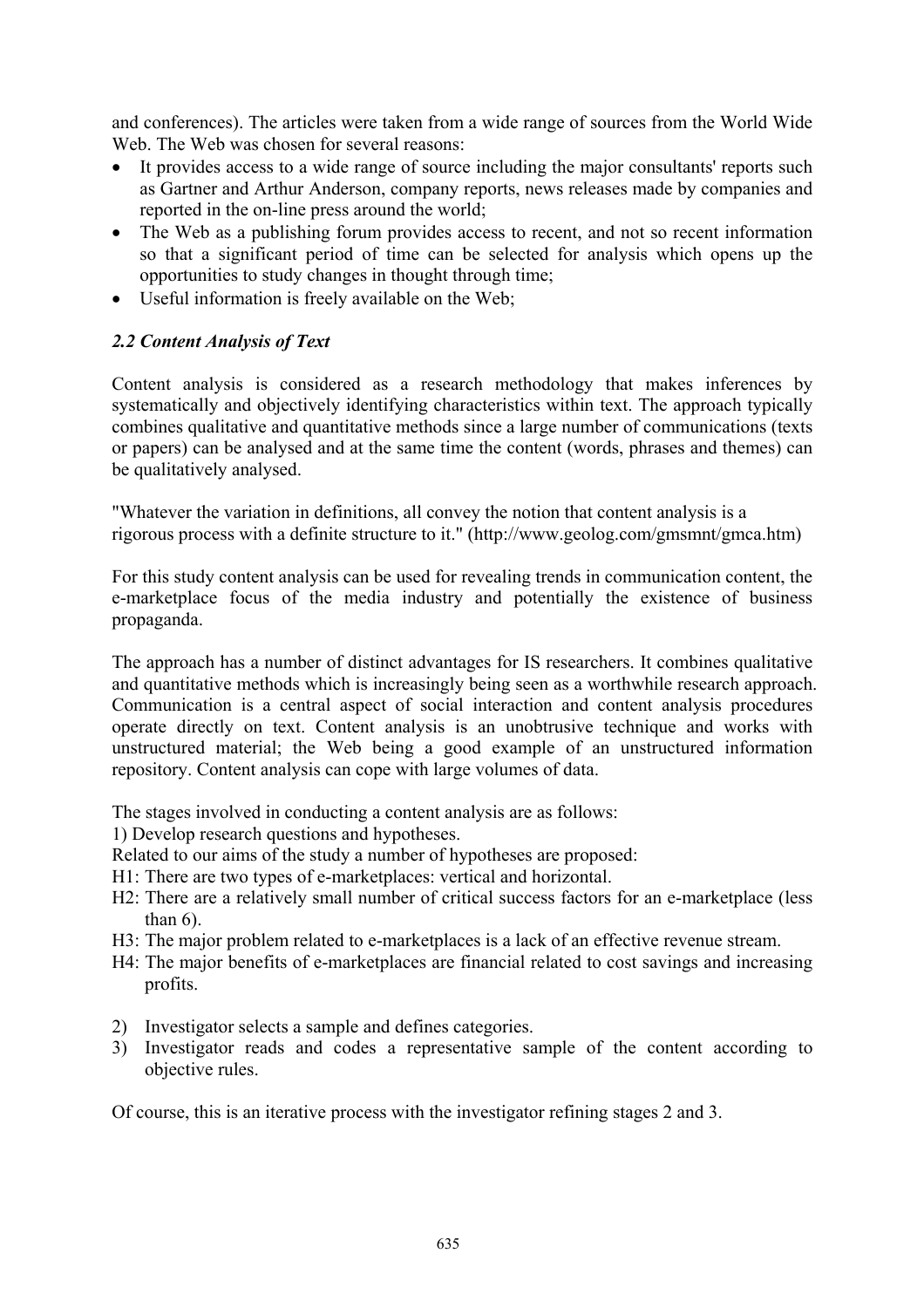and conferences). The articles were taken from a wide range of sources from the World Wide Web. The Web was chosen for several reasons:

- It provides access to a wide range of source including the major consultants' reports such as Gartner and Arthur Anderson, company reports, news releases made by companies and reported in the on-line press around the world;
- The Web as a publishing forum provides access to recent, and not so recent information so that a significant period of time can be selected for analysis which opens up the opportunities to study changes in thought through time;
- Useful information is freely available on the Web;

### *2.2 Content Analysis of Text*

Content analysis is considered as a research methodology that makes inferences by systematically and objectively identifying characteristics within text. The approach typically combines qualitative and quantitative methods since a large number of communications (texts or papers) can be analysed and at the same time the content (words, phrases and themes) can be qualitatively analysed.

"Whatever the variation in definitions, all convey the notion that content analysis is a rigorous process with a definite structure to it." (http://www.geolog.com/gmsmnt/gmca.htm)

For this study content analysis can be used for revealing trends in communication content, the e-marketplace focus of the media industry and potentially the existence of business propaganda.

The approach has a number of distinct advantages for IS researchers. It combines qualitative and quantitative methods which is increasingly being seen as a worthwhile research approach. Communication is a central aspect of social interaction and content analysis procedures operate directly on text. Content analysis is an unobtrusive technique and works with unstructured material; the Web being a good example of an unstructured information repository. Content analysis can cope with large volumes of data.

The stages involved in conducting a content analysis are as follows:

1) Develop research questions and hypotheses.

Related to our aims of the study a number of hypotheses are proposed:

H1: There are two types of e-marketplaces: vertical and horizontal.

H2: There are a relatively small number of critical success factors for an e-marketplace (less than 6).

H3: The major problem related to e-marketplaces is a lack of an effective revenue stream.

H4: The major benefits of e-marketplaces are financial related to cost savings and increasing profits.

2) Investigator selects a sample and defines categories.
3) Investigator reads and codes a representative sample of the content according to objective rules.

Of course, this is an iterative process with the investigator refining stages 2 and 3.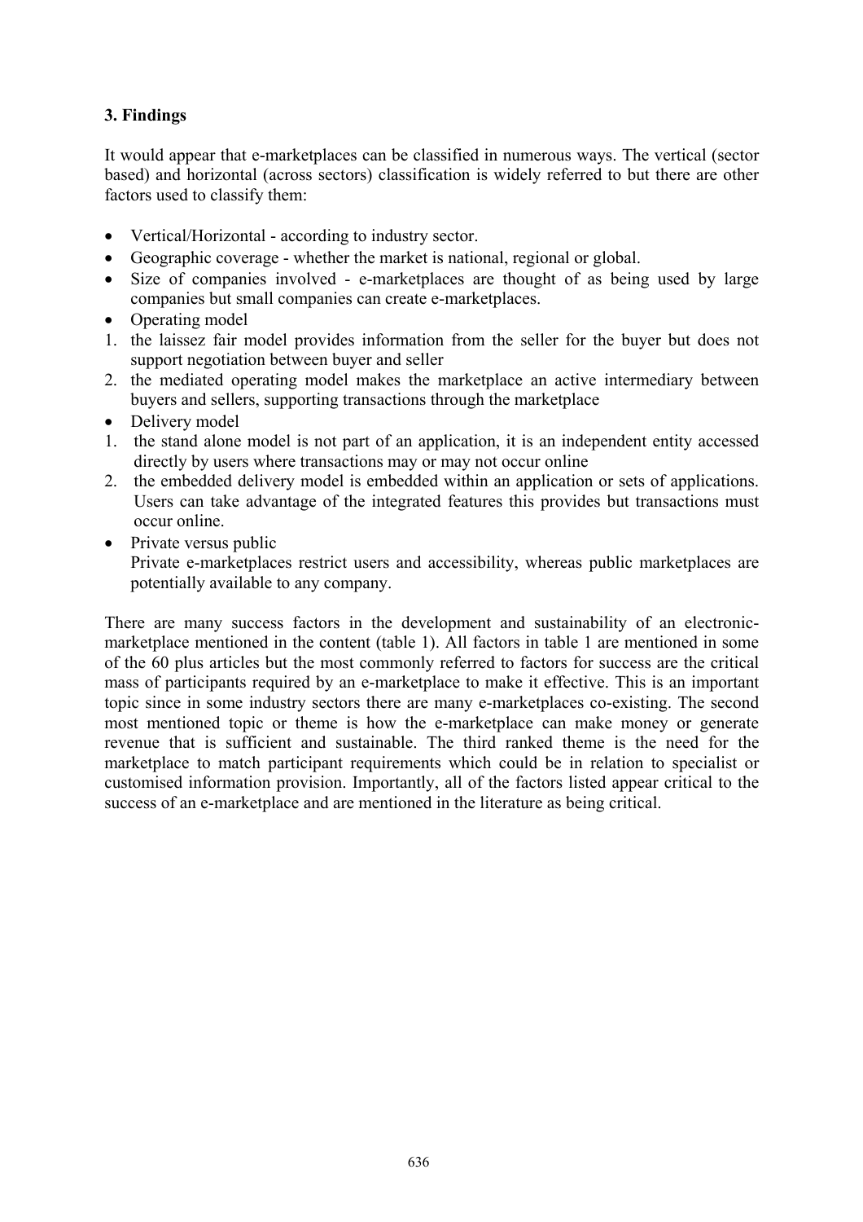### 3. Findings

It would appear that e-marketplaces can be classified in numerous ways. The vertical (sector based) and horizontal (across sectors) classification is widely referred to but there are other factors used to classify them:

- Vertical/Horizontal - according to industry sector.
- Geographic coverage - whether the market is national, regional or global.
- Size of companies involved - e-marketplaces are thought of as being used by large companies but small companies can create e-marketplaces.
- Operating model
1. the laissez fair model provides information from the seller for the buyer but does not support negotiation between buyer and seller
2. the mediated operating model makes the marketplace an active intermediary between buyers and sellers, supporting transactions through the marketplace
- Delivery model
1. the stand alone model is not part of an application, it is an independent entity accessed directly by users where transactions may or may not occur online
2. the embedded delivery model is embedded within an application or sets of applications. Users can take advantage of the integrated features this provides but transactions must occur online.
- Private versus public
  Private e-marketplaces restrict users and accessibility, whereas public marketplaces are potentially available to any company.

There are many success factors in the development and sustainability of an electronic-marketplace mentioned in the content (table 1). All factors in table 1 are mentioned in some of the 60 plus articles but the most commonly referred to factors for success are the critical mass of participants required by an e-marketplace to make it effective. This is an important topic since in some industry sectors there are many e-marketplaces co-existing. The second most mentioned topic or theme is how the e-marketplace can make money or generate revenue that is sufficient and sustainable. The third ranked theme is the need for the marketplace to match participant requirements which could be in relation to specialist or customised information provision. Importantly, all of the factors listed appear critical to the success of an e-marketplace and are mentioned in the literature as being critical.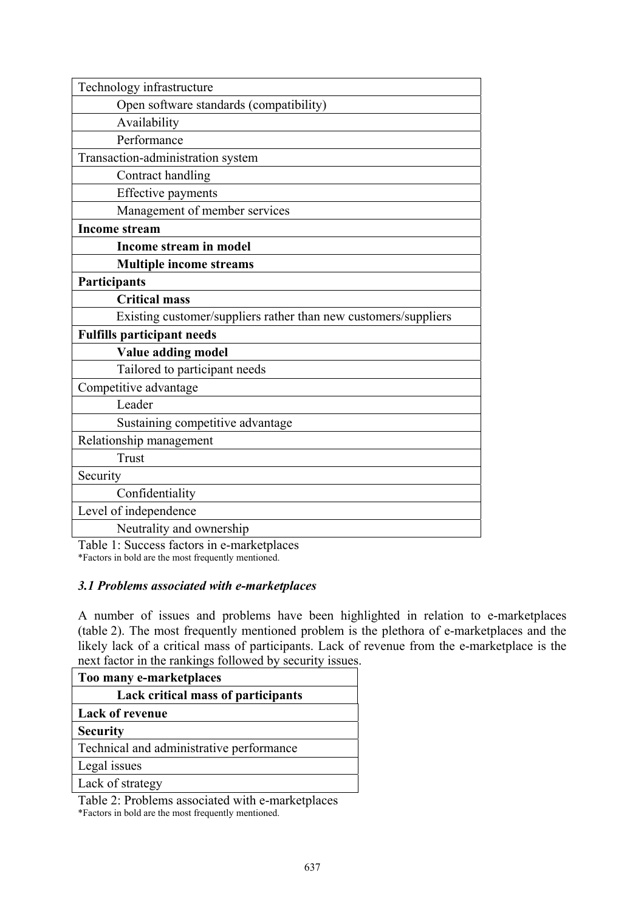| Technology infrastructure |
|---|
| Open software standards (compatibility) |
| Availability |
| Performance |
| Transaction-administration system |
| Contract handling |
| Effective payments |
| Management of member services |
| **Income stream** |
| **Income stream in model** |
| **Multiple income streams** |
| **Participants** |
| **Critical mass** |
| Existing customer/suppliers rather than new customers/suppliers |
| **Fulfills participant needs** |
| **Value adding model** |
| Tailored to participant needs |
| Competitive advantage |
| Leader |
| Sustaining competitive advantage |
| Relationship management |
| Trust |
| Security |
| Confidentiality |
| Level of independence |
| Neutrality and ownership |

Table 1: Success factors in e-marketplaces
*Factors in bold are the most frequently mentioned.

### *3.1 Problems associated with e-marketplaces*

A number of issues and problems have been highlighted in relation to e-marketplaces (table 2). The most frequently mentioned problem is the plethora of e-marketplaces and the likely lack of a critical mass of participants. Lack of revenue from the e-marketplace is the next factor in the rankings followed by security issues.

| **Too many e-marketplaces** |
|---|
| **Lack critical mass of participants** |
| **Lack of revenue** |
| **Security** |
| Technical and administrative performance |
| Legal issues |
| Lack of strategy |

Table 2: Problems associated with e-marketplaces
*Factors in bold are the most frequently mentioned.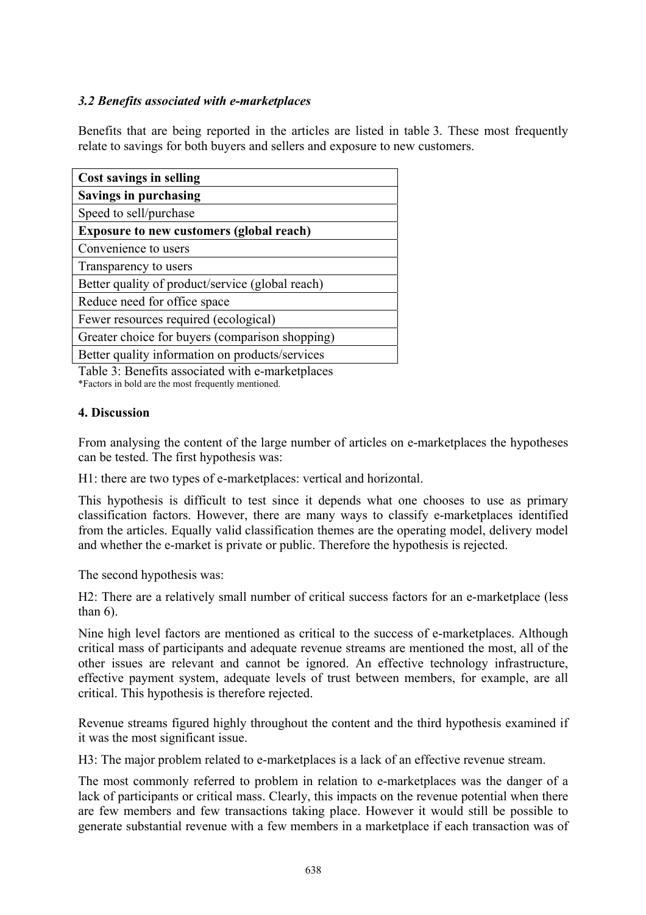### *3.2 Benefits associated with e-marketplaces*

Benefits that are being reported in the articles are listed in table 3. These most frequently relate to savings for both buyers and sellers and exposure to new customers.

| **Cost savings in selling** |
|---|
| **Savings in purchasing** |
| Speed to sell/purchase |
| **Exposure to new customers (global reach)** |
| Convenience to users |
| Transparency to users |
| Better quality of product/service (global reach) |
| Reduce need for office space |
| Fewer resources required (ecological) |
| Greater choice for buyers (comparison shopping) |
| Better quality information on products/services |

Table 3: Benefits associated with e-marketplaces
*Factors in bold are the most frequently mentioned.

### 4. Discussion

From analysing the content of the large number of articles on e-marketplaces the hypotheses can be tested. The first hypothesis was:

H1: there are two types of e-marketplaces: vertical and horizontal.

This hypothesis is difficult to test since it depends what one chooses to use as primary classification factors. However, there are many ways to classify e-marketplaces identified from the articles. Equally valid classification themes are the operating model, delivery model and whether the e-market is private or public. Therefore the hypothesis is rejected.

The second hypothesis was:

H2: There are a relatively small number of critical success factors for an e-marketplace (less than 6).

Nine high level factors are mentioned as critical to the success of e-marketplaces. Although critical mass of participants and adequate revenue streams are mentioned the most, all of the other issues are relevant and cannot be ignored. An effective technology infrastructure, effective payment system, adequate levels of trust between members, for example, are all critical. This hypothesis is therefore rejected.

Revenue streams figured highly throughout the content and the third hypothesis examined if it was the most significant issue.

H3: The major problem related to e-marketplaces is a lack of an effective revenue stream.

The most commonly referred to problem in relation to e-marketplaces was the danger of a lack of participants or critical mass. Clearly, this impacts on the revenue potential when there are few members and few transactions taking place. However it would still be possible to generate substantial revenue with a few members in a marketplace if each transaction was of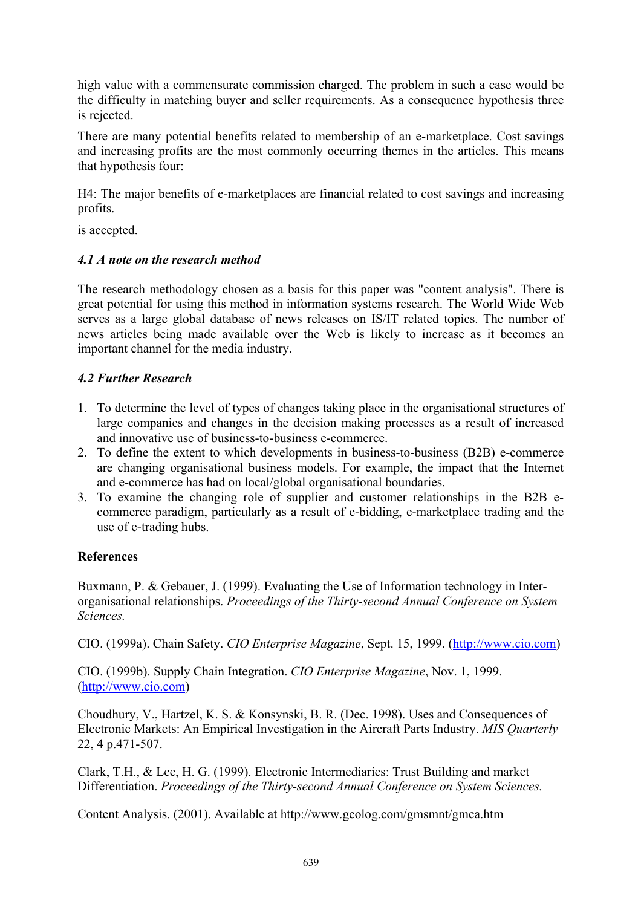high value with a commensurate commission charged. The problem in such a case would be the difficulty in matching buyer and seller requirements. As a consequence hypothesis three is rejected.

There are many potential benefits related to membership of an e-marketplace. Cost savings and increasing profits are the most commonly occurring themes in the articles. This means that hypothesis four:

H4: The major benefits of e-marketplaces are financial related to cost savings and increasing profits.

is accepted.

### *4.1 A note on the research method*

The research methodology chosen as a basis for this paper was "content analysis". There is great potential for using this method in information systems research. The World Wide Web serves as a large global database of news releases on IS/IT related topics. The number of news articles being made available over the Web is likely to increase as it becomes an important channel for the media industry.

### *4.2 Further Research*

1. To determine the level of types of changes taking place in the organisational structures of large companies and changes in the decision making processes as a result of increased and innovative use of business-to-business e-commerce.
2. To define the extent to which developments in business-to-business (B2B) e-commerce are changing organisational business models. For example, the impact that the Internet and e-commerce has had on local/global organisational boundaries.
3. To examine the changing role of supplier and customer relationships in the B2B e-commerce paradigm, particularly as a result of e-bidding, e-marketplace trading and the use of e-trading hubs.

## References

Buxmann, P. & Gebauer, J. (1999). Evaluating the Use of Information technology in Inter-organisational relationships. *Proceedings of the Thirty-second Annual Conference on System Sciences.*

CIO. (1999a). Chain Safety. *CIO Enterprise Magazine*, Sept. 15, 1999. (http://www.cio.com)

CIO. (1999b). Supply Chain Integration. *CIO Enterprise Magazine*, Nov. 1, 1999. (http://www.cio.com)

Choudhury, V., Hartzel, K. S. & Konsynski, B. R. (Dec. 1998). Uses and Consequences of Electronic Markets: An Empirical Investigation in the Aircraft Parts Industry. *MIS Quarterly* 22, 4 p.471-507.

Clark, T.H., & Lee, H. G. (1999). Electronic Intermediaries: Trust Building and market Differentiation. *Proceedings of the Thirty-second Annual Conference on System Sciences.*

Content Analysis. (2001). Available at http://www.geolog.com/gmsmnt/gmca.htm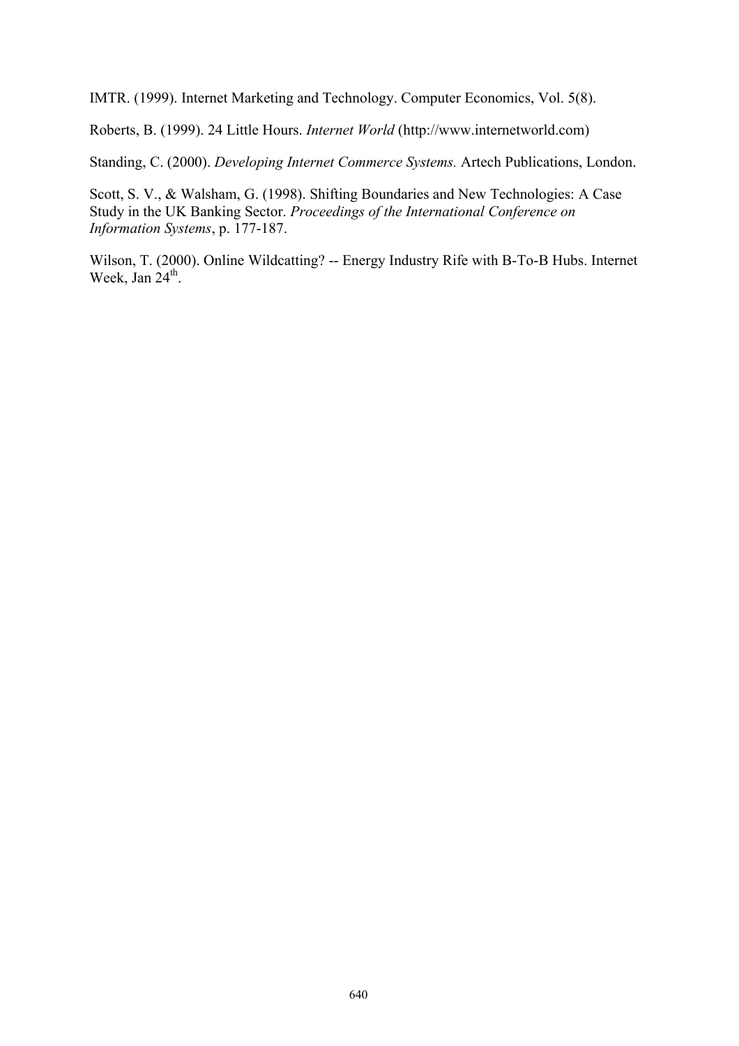IMTR. (1999). Internet Marketing and Technology. Computer Economics, Vol. 5(8).

Roberts, B. (1999). 24 Little Hours. *Internet World* (http://www.internetworld.com)

Standing, C. (2000). *Developing Internet Commerce Systems.* Artech Publications, London.

Scott, S. V., & Walsham, G. (1998). Shifting Boundaries and New Technologies: A Case Study in the UK Banking Sector. *Proceedings of the International Conference on Information Systems*, p. 177-187.

Wilson, T. (2000). Online Wildcatting? -- Energy Industry Rife with B-To-B Hubs. Internet Week, Jan 24th.